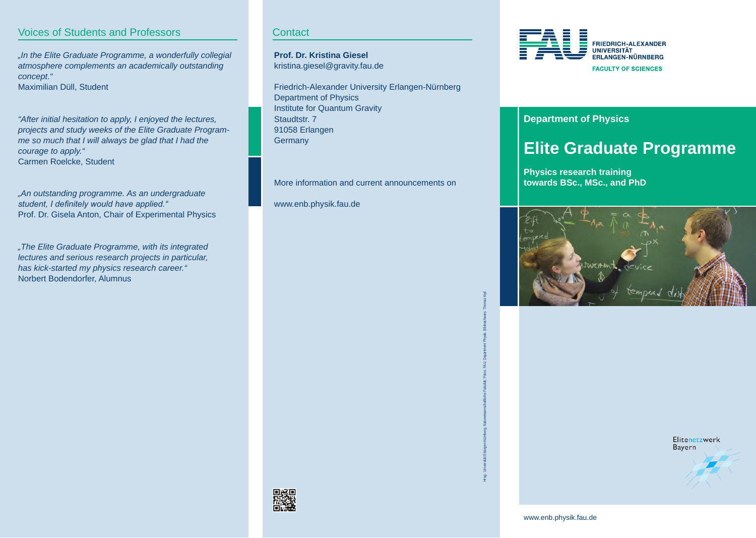## Voices of Students and Professors

*„In the Elite Graduate Programme, a wonderfully collegial atmosphere complements an academically outstanding concept."*
Maximilian Düll, Student

*"After initial hesitation to apply, I enjoyed the lectures, projects and study weeks of the Elite Graduate Programme so much that I will always be glad that I had the courage to apply."*
Carmen Roelcke, Student

*„An outstanding programme. As an undergraduate student, I definitely would have applied."*
Prof. Dr. Gisela Anton, Chair of Experimental Physics

*„The Elite Graduate Programme, with its integrated lectures and serious research projects in particular, has kick-started my physics research career."*
Norbert Bodendorfer, Alumnus

## Contact

**Prof. Dr. Kristina Giesel**
kristina.giesel@gravity.fau.de

Friedrich-Alexander University Erlangen-Nürnberg
Department of Physics
Institute for Quantum Gravity
Staudtstr. 7
91058 Erlangen
Germany

More information and current announcements on

www.enb.physik.fau.de

Hrsg.: Universität Erlangen-Nürnberg, Naturwissenschaftliche Fakultät; Fotos: FAU, Department Physik; Bildnachweis: Thomas Kipf.

FRIEDRICH-ALEXANDER UNIVERSITÄT ERLANGEN-NÜRNBERG

FACULTY OF SCIENCES

**Department of Physics**

# Elite Graduate Programme

**Physics research training towards BSc., MSc., and PhD**

Elitenetzwerk Bayern

www.enb.physik.fau.de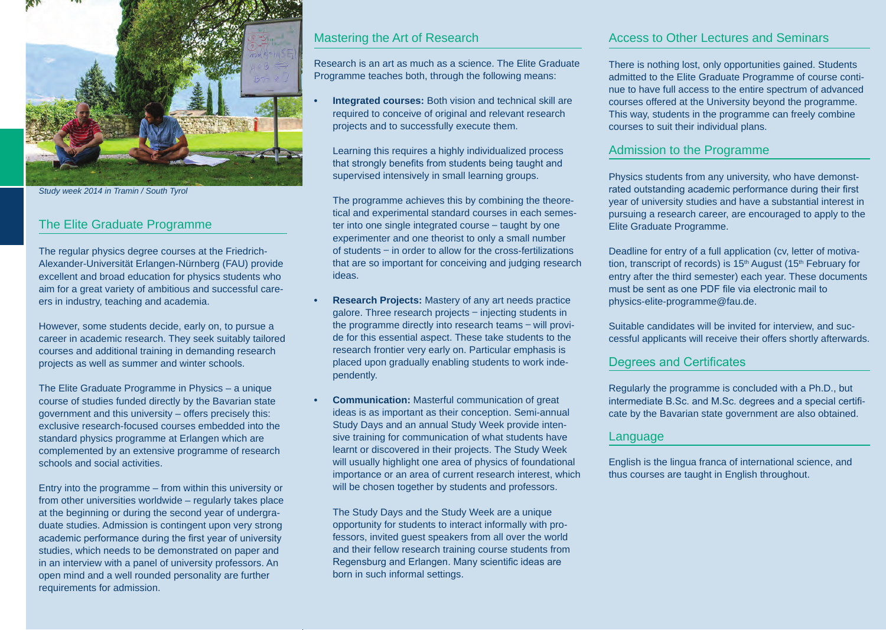*Study week 2014 in Tramin / South Tyrol*

## The Elite Graduate Programme

The regular physics degree courses at the Friedrich-Alexander-Universität Erlangen-Nürnberg (FAU) provide excellent and broad education for physics students who aim for a great variety of ambitious and successful careers in industry, teaching and academia.

However, some students decide, early on, to pursue a career in academic research. They seek suitably tailored courses and additional training in demanding research projects as well as summer and winter schools.

The Elite Graduate Programme in Physics – a unique course of studies funded directly by the Bavarian state government and this university – offers precisely this: exclusive research-focused courses embedded into the standard physics programme at Erlangen which are complemented by an extensive programme of research schools and social activities.

Entry into the programme – from within this university or from other universities worldwide – regularly takes place at the beginning or during the second year of undergraduate studies. Admission is contingent upon very strong academic performance during the first year of university studies, which needs to be demonstrated on paper and in an interview with a panel of university professors. An open mind and a well rounded personality are further requirements for admission.

## Mastering the Art of Research

Research is an art as much as a science. The Elite Graduate Programme teaches both, through the following means:

- **Integrated courses:** Both vision and technical skill are required to conceive of original and relevant research projects and to successfully execute them.

  Learning this requires a highly individualized process that strongly benefits from students being taught and supervised intensively in small learning groups.

  The programme achieves this by combining the theoretical and experimental standard courses in each semester into one single integrated course – taught by one experimenter and one theorist to only a small number of students – in order to allow for the cross-fertilizations that are so important for conceiving and judging research ideas.

- **Research Projects:** Mastery of any art needs practice galore. Three research projects – injecting students in the programme directly into research teams – will provide for this essential aspect. These take students to the research frontier very early on. Particular emphasis is placed upon gradually enabling students to work independently.

- **Communication:** Masterful communication of great ideas is as important as their conception. Semi-annual Study Days and an annual Study Week provide intensive training for communication of what students have learnt or discovered in their projects. The Study Week will usually highlight one area of physics of foundational importance or an area of current research interest, which will be chosen together by students and professors.

  The Study Days and the Study Week are a unique opportunity for students to interact informally with professors, invited guest speakers from all over the world and their fellow research training course students from Regensburg and Erlangen. Many scientific ideas are born in such informal settings.

## Access to Other Lectures and Seminars

There is nothing lost, only opportunities gained. Students admitted to the Elite Graduate Programme of course continue to have full access to the entire spectrum of advanced courses offered at the University beyond the programme. This way, students in the programme can freely combine courses to suit their individual plans.

## Admission to the Programme

Physics students from any university, who have demonstrated outstanding academic performance during their first year of university studies and have a substantial interest in pursuing a research career, are encouraged to apply to the Elite Graduate Programme.

Deadline for entry of a full application (cv, letter of motivation, transcript of records) is 15th August (15th February for entry after the third semester) each year. These documents must be sent as one PDF file via electronic mail to physics-elite-programme@fau.de.

Suitable candidates will be invited for interview, and successful applicants will receive their offers shortly afterwards.

## Degrees and Certificates

Regularly the programme is concluded with a Ph.D., but intermediate B.Sc. and M.Sc. degrees and a special certificate by the Bavarian state government are also obtained.

## Language

English is the lingua franca of international science, and thus courses are taught in English throughout.